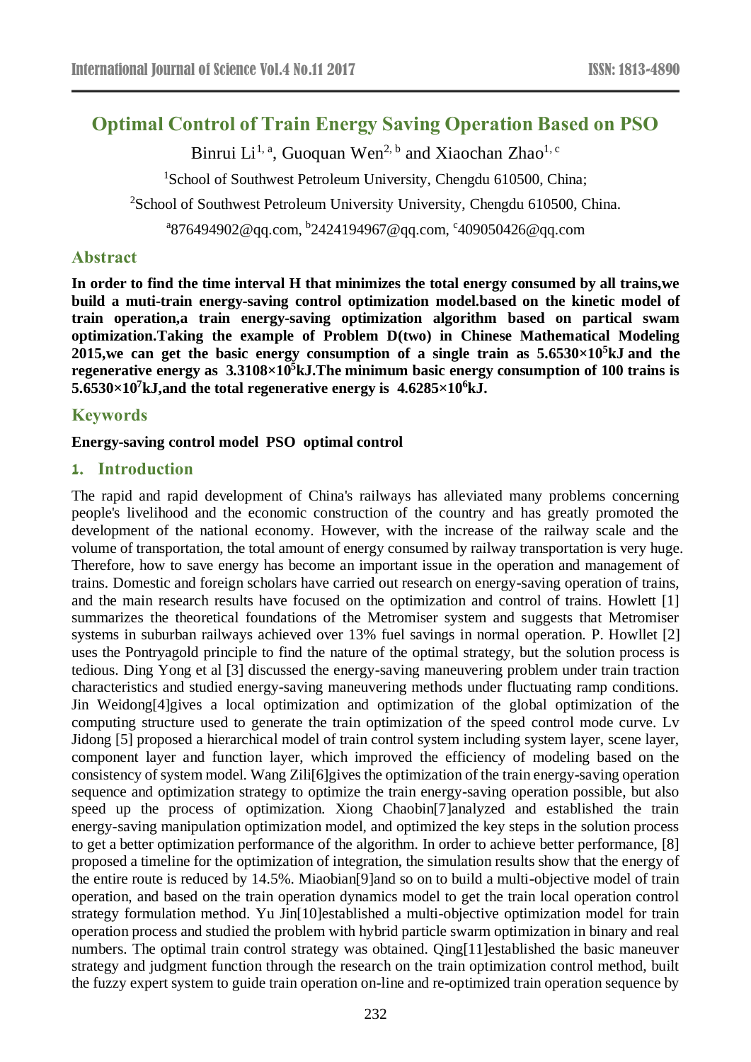# Optimal Control of Train Energy Saving Operation Based on PSO

Binrui Li[1, a], Guoquan Wen[2, b] and Xiaochan Zhao[1, c]

[1]School of Southwest Petroleum University, Chengdu 610500, China;

[2]School of Southwest Petroleum University University, Chengdu 610500, China.

[a]876494902@qq.com, [b]2424194967@qq.com, [c]409050426@qq.com

## Abstract

**In order to find the time interval H that minimizes the total energy consumed by all trains,we build a muti-train energy-saving control optimization model.based on the kinetic model of train operation,a train energy-saving optimization algorithm based on partical swam optimization.Taking the example of Problem D(two) in Chinese Mathematical Modeling 2015,we can get the basic energy consumption of a single train as $5.6530\times10^5$kJ and the regenerative energy as $3.3108\times10^5$kJ.The minimum basic energy consumption of 100 trains is $5.6530\times10^7$kJ,and the total regenerative energy is $4.6285\times10^6$kJ.**

## Keywords

**Energy-saving control model PSO optimal control**

## 1. Introduction

The rapid and rapid development of China's railways has alleviated many problems concerning people's livelihood and the economic construction of the country and has greatly promoted the development of the national economy. However, with the increase of the railway scale and the volume of transportation, the total amount of energy consumed by railway transportation is very huge. Therefore, how to save energy has become an important issue in the operation and management of trains. Domestic and foreign scholars have carried out research on energy-saving operation of trains, and the main research results have focused on the optimization and control of trains. Howlett [1] summarizes the theoretical foundations of the Metromiser system and suggests that Metromiser systems in suburban railways achieved over 13% fuel savings in normal operation. P. Howllet [2] uses the Pontryagold principle to find the nature of the optimal strategy, but the solution process is tedious. Ding Yong et al [3] discussed the energy-saving maneuvering problem under train traction characteristics and studied energy-saving maneuvering methods under fluctuating ramp conditions. Jin Weidong[4]gives a local optimization and optimization of the global optimization of the computing structure used to generate the train optimization of the speed control mode curve. Lv Jidong [5] proposed a hierarchical model of train control system including system layer, scene layer, component layer and function layer, which improved the efficiency of modeling based on the consistency of system model. Wang Zili[6]gives the optimization of the train energy-saving operation sequence and optimization strategy to optimize the train energy-saving operation possible, but also speed up the process of optimization. Xiong Chaobin[7]analyzed and established the train energy-saving manipulation optimization model, and optimized the key steps in the solution process to get a better optimization performance of the algorithm. In order to achieve better performance, [8] proposed a timeline for the optimization of integration, the simulation results show that the energy of the entire route is reduced by 14.5%. Miaobian[9]and so on to build a multi-objective model of train operation, and based on the train operation dynamics model to get the train local operation control strategy formulation method. Yu Jin[10]established a multi-objective optimization model for train operation process and studied the problem with hybrid particle swarm optimization in binary and real numbers. The optimal train control strategy was obtained. Qing[11]established the basic maneuver strategy and judgment function through the research on the train optimization control method, built the fuzzy expert system to guide train operation on-line and re-optimized train operation sequence by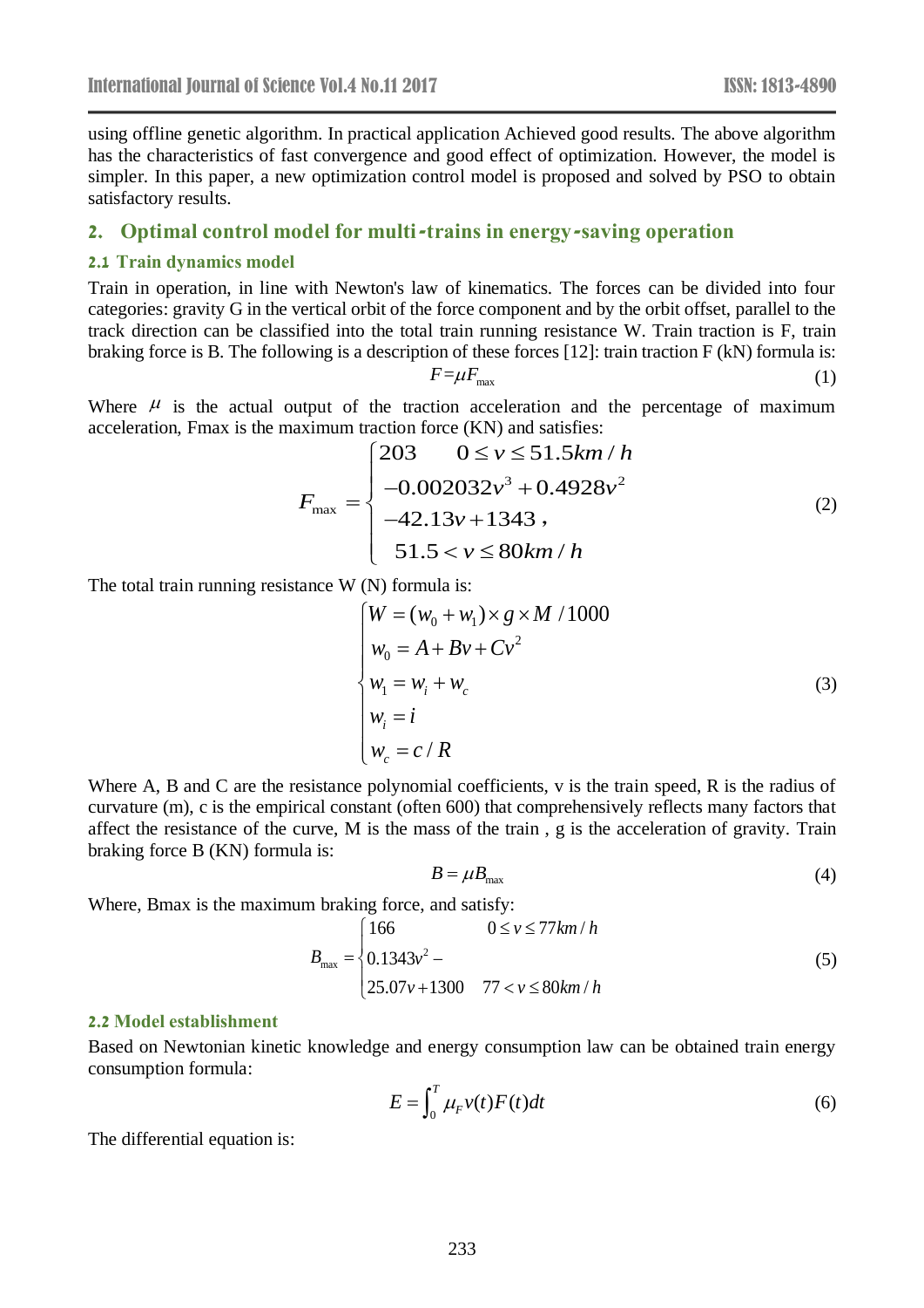using offline genetic algorithm. In practical application Achieved good results. The above algorithm has the characteristics of fast convergence and good effect of optimization. However, the model is simpler. In this paper, a new optimization control model is proposed and solved by PSO to obtain satisfactory results.

## 2. Optimal control model for multi-trains in energy-saving operation

### 2.1 Train dynamics model

Train in operation, in line with Newton's law of kinematics. The forces can be divided into four categories: gravity G in the vertical orbit of the force component and by the orbit offset, parallel to the track direction can be classified into the total train running resistance W. Train traction is F, train braking force is B. The following is a description of these forces [12]: train traction F (kN) formula is:

$$F=\mu F_{\max} \tag{1}$$

Where $\mu$ is the actual output of the traction acceleration and the percentage of maximum acceleration, Fmax is the maximum traction force (KN) and satisfies:

$$F_{\max}=\begin{cases} 203 \quad 0\le v\le 51.5km/h \\ -0.002032v^3+0.4928v^2 \\ -42.13v+1343\,, \\ \quad 51.5<v\le 80km/h \end{cases} \tag{2}$$

The total train running resistance W (N) formula is:

$$\begin{cases} W=(w_0+w_1)\times g\times M\ /1000 \\ w_0=A+Bv+Cv^2 \\ w_1=w_i+w_c \\ w_i=i \\ w_c=c/R \end{cases} \tag{3}$$

Where A, B and C are the resistance polynomial coefficients, v is the train speed, R is the radius of curvature (m), c is the empirical constant (often 600) that comprehensively reflects many factors that affect the resistance of the curve, M is the mass of the train , g is the acceleration of gravity. Train braking force B (KN) formula is:

$$B=\mu B_{\max} \tag{4}$$

Where, Bmax is the maximum braking force, and satisfy:

$$B_{\max}=\begin{cases} 166 \qquad 0\le v\le 77km/h \\ 0.1343v^2- \\ 25.07v+1300 \quad 77<v\le 80km/h \end{cases} \tag{5}$$

### 2.2 Model establishment

Based on Newtonian kinetic knowledge and energy consumption law can be obtained train energy consumption formula:

$$E=\int_0^T \mu_F v(t)F(t)dt \tag{6}$$

The differential equation is: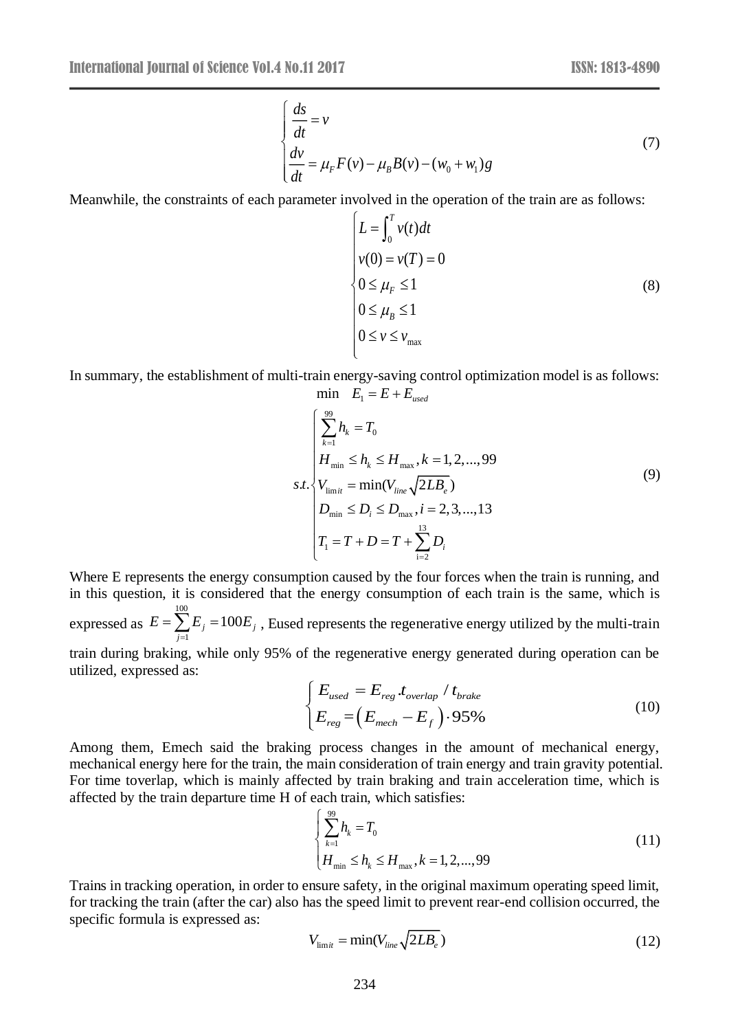$$\begin{cases} \dfrac{ds}{dt} = v \\ \dfrac{dv}{dt} = \mu_F F(v) - \mu_B B(v) - (w_0 + w_1)g \end{cases} \tag{7}$$

Meanwhile, the constraints of each parameter involved in the operation of the train are as follows:

$$\begin{cases} L = \int_0^T v(t)dt \\ v(0) = v(T) = 0 \\ 0 \le \mu_F \le 1 \\ 0 \le \mu_B \le 1 \\ 0 \le v \le v_{\max} \end{cases} \tag{8}$$

In summary, the establishment of multi-train energy-saving control optimization model is as follows:

$$\min \quad E_1 = E + E_{used}$$

$$s.t. \begin{cases} \sum_{k=1}^{99} h_k = T_0 \\ H_{\min} \le h_k \le H_{\max}, k = 1, 2, ..., 99 \\ V_{\lim it} = \min(V_{line} \sqrt{2LB_e}) \\ D_{\min} \le D_i \le D_{\max}, i = 2, 3, ..., 13 \\ T_1 = T + D = T + \sum_{i=2}^{13} D_i \end{cases} \tag{9}$$

Where E represents the energy consumption caused by the four forces when the train is running, and in this question, it is considered that the energy consumption of each train is the same, which is expressed as $E = \sum_{j=1}^{100} E_j = 100E_j$ , Eused represents the regenerative energy utilized by the multi-train train during braking, while only 95% of the regenerative energy generated during operation can be utilized, expressed as:

$$\begin{cases} E_{used} = E_{reg} . t_{overlap} / t_{brake} \\ E_{reg} = \left( E_{mech} - E_f \right) \cdot 95\% \end{cases} \tag{10}$$

Among them, Emech said the braking process changes in the amount of mechanical energy, mechanical energy here for the train, the main consideration of train energy and train gravity potential. For time toverlap, which is mainly affected by train braking and train acceleration time, which is affected by the train departure time H of each train, which satisfies:

$$\begin{cases} \sum_{k=1}^{99} h_k = T_0 \\ H_{\min} \le h_k \le H_{\max}, k = 1, 2, ..., 99 \end{cases} \tag{11}$$

Trains in tracking operation, in order to ensure safety, in the original maximum operating speed limit, for tracking the train (after the car) also has the speed limit to prevent rear-end collision occurred, the specific formula is expressed as:

$$V_{\lim it} = \min(V_{line} \sqrt{2LB_e}) \tag{12}$$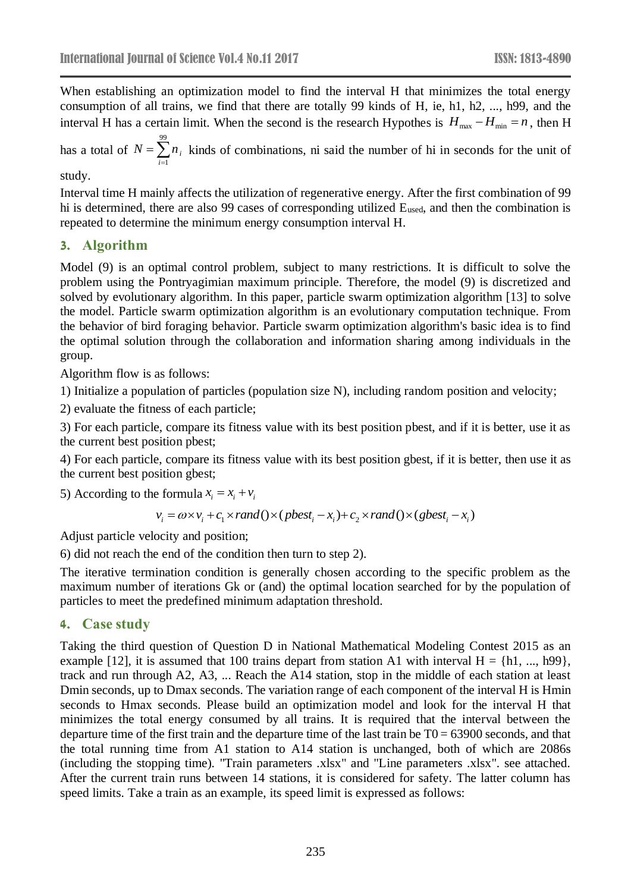When establishing an optimization model to find the interval H that minimizes the total energy consumption of all trains, we find that there are totally 99 kinds of H, ie, h1, h2, ..., h99, and the interval H has a certain limit. When the second is the research Hypothes is $H_{\max} - H_{\min} = n$, then H has a total of $N = \sum_{i=1}^{99} n_i$ kinds of combinations, ni said the number of hi in seconds for the unit of study.

Interval time H mainly affects the utilization of regenerative energy. After the first combination of 99 hi is determined, there are also 99 cases of corresponding utilized $E_{used}$, and then the combination is repeated to determine the minimum energy consumption interval H.

## 3. Algorithm

Model (9) is an optimal control problem, subject to many restrictions. It is difficult to solve the problem using the Pontryagimian maximum principle. Therefore, the model (9) is discretized and solved by evolutionary algorithm. In this paper, particle swarm optimization algorithm [13] to solve the model. Particle swarm optimization algorithm is an evolutionary computation technique. From the behavior of bird foraging behavior. Particle swarm optimization algorithm's basic idea is to find the optimal solution through the collaboration and information sharing among individuals in the group.

Algorithm flow is as follows:

1) Initialize a population of particles (population size N), including random position and velocity;

2) evaluate the fitness of each particle;

3) For each particle, compare its fitness value with its best position pbest, and if it is better, use it as the current best position pbest;

4) For each particle, compare its fitness value with its best position gbest, if it is better, then use it as the current best position gbest;

5) According to the formula $x_i = x_i + v_i$

$$v_i = \omega \times v_i + c_1 \times rand() \times (pbest_i - x_i) + c_2 \times rand() \times (gbest_i - x_i)$$

Adjust particle velocity and position;

6) did not reach the end of the condition then turn to step 2).

The iterative termination condition is generally chosen according to the specific problem as the maximum number of iterations Gk or (and) the optimal location searched for by the population of particles to meet the predefined minimum adaptation threshold.

## 4. Case study

Taking the third question of Question D in National Mathematical Modeling Contest 2015 as an example [12], it is assumed that 100 trains depart from station A1 with interval H = {h1, ..., h99}, track and run through A2, A3, ... Reach the A14 station, stop in the middle of each station at least Dmin seconds, up to Dmax seconds. The variation range of each component of the interval H is Hmin seconds to Hmax seconds. Please build an optimization model and look for the interval H that minimizes the total energy consumed by all trains. It is required that the interval between the departure time of the first train and the departure time of the last train be T0 = 63900 seconds, and that the total running time from A1 station to A14 station is unchanged, both of which are 2086s (including the stopping time). "Train parameters .xlsx" and "Line parameters .xlsx". see attached. After the current train runs between 14 stations, it is considered for safety. The latter column has speed limits. Take a train as an example, its speed limit is expressed as follows: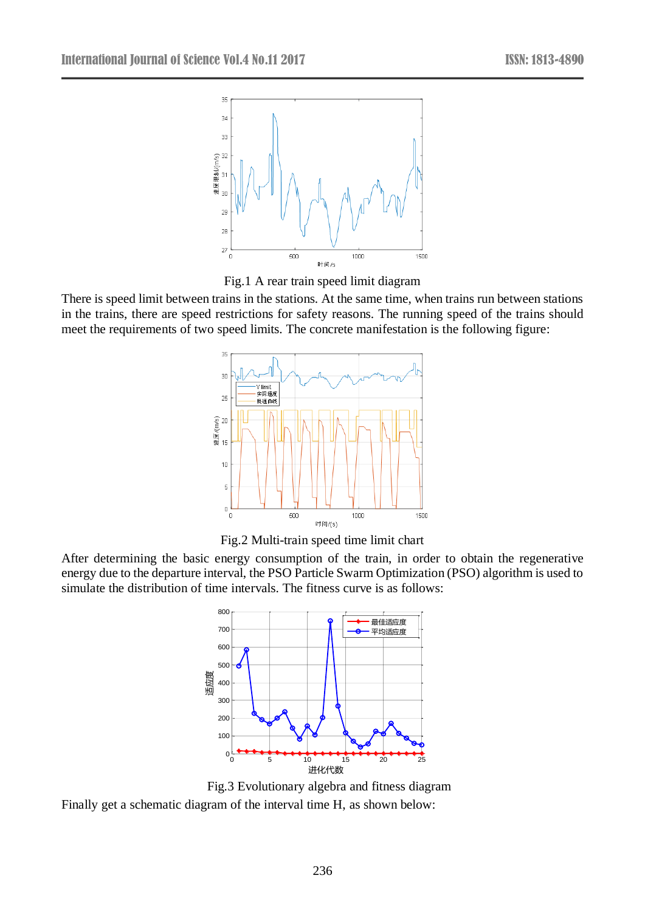Fig.1 A rear train speed limit diagram

There is speed limit between trains in the stations. At the same time, when trains run between stations in the trains, there are speed restrictions for safety reasons. The running speed of the trains should meet the requirements of two speed limits. The concrete manifestation is the following figure:

Fig.2 Multi-train speed time limit chart

After determining the basic energy consumption of the train, in order to obtain the regenerative energy due to the departure interval, the PSO Particle Swarm Optimization (PSO) algorithm is used to simulate the distribution of time intervals. The fitness curve is as follows:

Fig.3 Evolutionary algebra and fitness diagram

Finally get a schematic diagram of the interval time H, as shown below: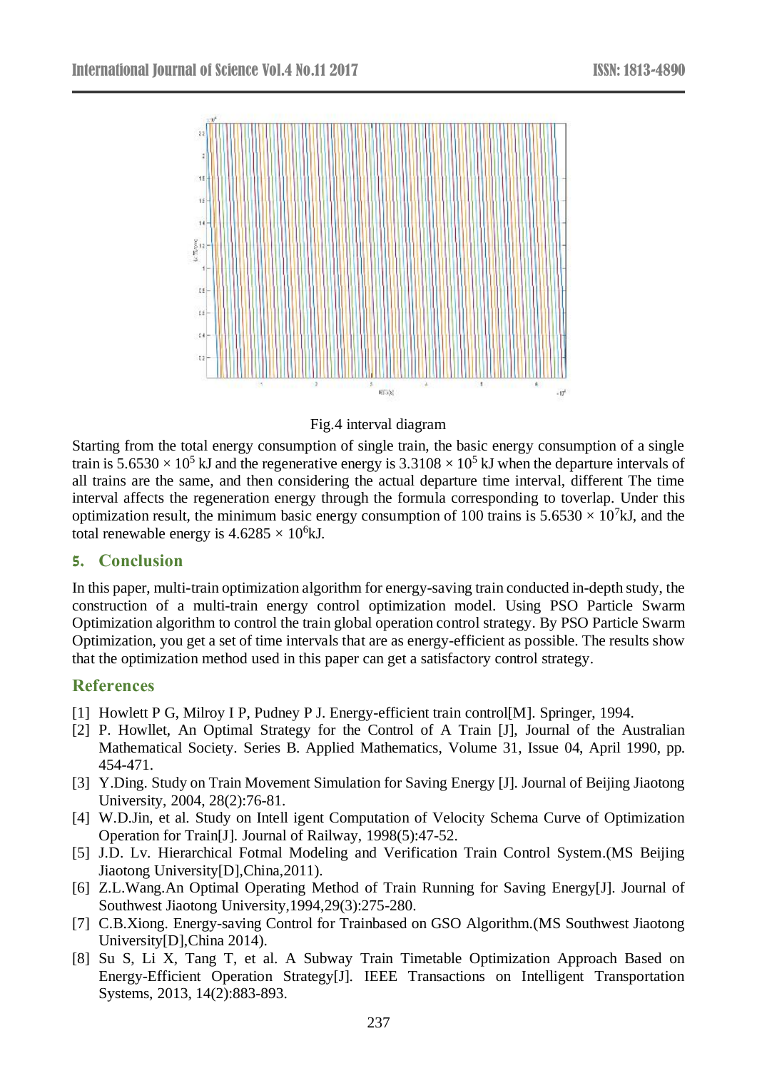Fig.4 interval diagram

Starting from the total energy consumption of single train, the basic energy consumption of a single train is $5.6530 \times 10^5$ kJ and the regenerative energy is $3.3108 \times 10^5$ kJ when the departure intervals of all trains are the same, and then considering the actual departure time interval, different The time interval affects the regeneration energy through the formula corresponding to toverlap. Under this optimization result, the minimum basic energy consumption of 100 trains is $5.6530 \times 10^7$kJ, and the total renewable energy is $4.6285 \times 10^6$kJ.

## 5. Conclusion

In this paper, multi-train optimization algorithm for energy-saving train conducted in-depth study, the construction of a multi-train energy control optimization model. Using PSO Particle Swarm Optimization algorithm to control the train global operation control strategy. By PSO Particle Swarm Optimization, you get a set of time intervals that are as energy-efficient as possible. The results show that the optimization method used in this paper can get a satisfactory control strategy.

## References

[1] Howlett P G, Milroy I P, Pudney P J. Energy-efficient train control[M]. Springer, 1994.

[2] P. Howllet, An Optimal Strategy for the Control of A Train [J], Journal of the Australian Mathematical Society. Series B. Applied Mathematics, Volume 31, Issue 04, April 1990, pp. 454-471.

[3] Y.Ding. Study on Train Movement Simulation for Saving Energy [J]. Journal of Beijing Jiaotong University, 2004, 28(2):76-81.

[4] W.D.Jin, et al. Study on Intell igent Computation of Velocity Schema Curve of Optimization Operation for Train[J]. Journal of Railway, 1998(5):47-52.

[5] J.D. Lv. Hierarchical Fotmal Modeling and Verification Train Control System.(MS Beijing Jiaotong University[D],China,2011).

[6] Z.L.Wang.An Optimal Operating Method of Train Running for Saving Energy[J]. Journal of Southwest Jiaotong University,1994,29(3):275-280.

[7] C.B.Xiong. Energy-saving Control for Trainbased on GSO Algorithm.(MS Southwest Jiaotong University[D],China 2014).

[8] Su S, Li X, Tang T, et al. A Subway Train Timetable Optimization Approach Based on Energy-Efficient Operation Strategy[J]. IEEE Transactions on Intelligent Transportation Systems, 2013, 14(2):883-893.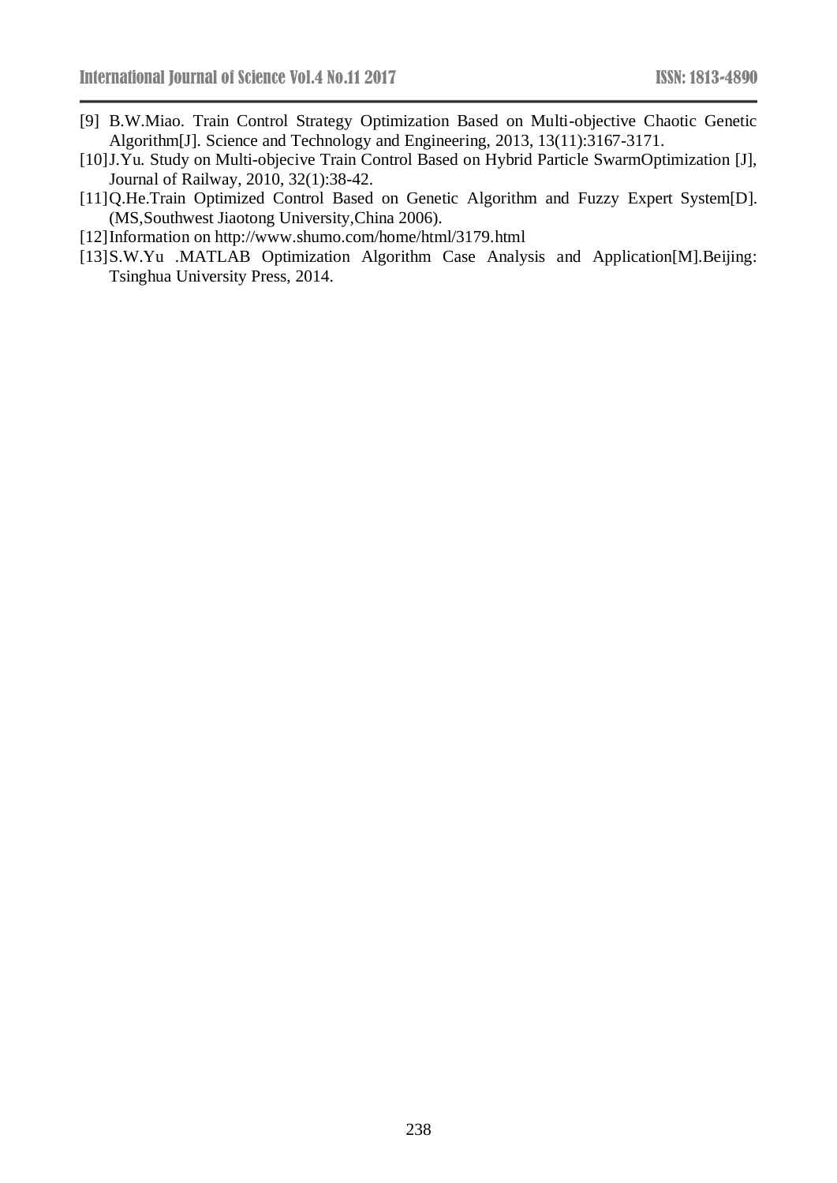[9] B.W.Miao. Train Control Strategy Optimization Based on Multi-objective Chaotic Genetic Algorithm[J]. Science and Technology and Engineering, 2013, 13(11):3167-3171.

[10] J.Yu. Study on Multi-objecive Train Control Based on Hybrid Particle SwarmOptimization [J], Journal of Railway, 2010, 32(1):38-42.

[11] Q.He.Train Optimized Control Based on Genetic Algorithm and Fuzzy Expert System[D]. (MS,Southwest Jiaotong University,China 2006).

[12] Information on http://www.shumo.com/home/html/3179.html

[13] S.W.Yu .MATLAB Optimization Algorithm Case Analysis and Application[M].Beijing: Tsinghua University Press, 2014.